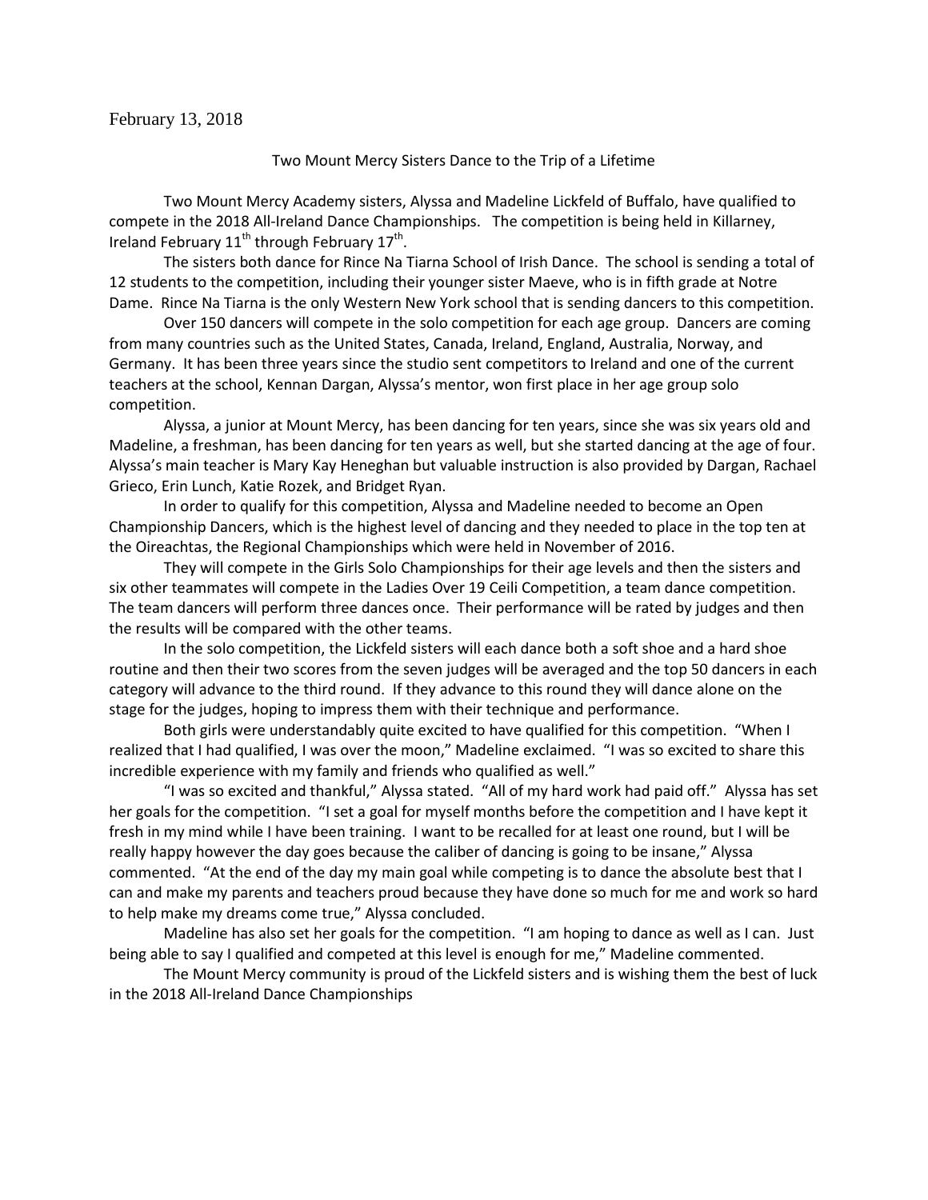February 13, 2018

## Two Mount Mercy Sisters Dance to the Trip of a Lifetime

Two Mount Mercy Academy sisters, Alyssa and Madeline Lickfeld of Buffalo, have qualified to compete in the 2018 All-Ireland Dance Championships. The competition is being held in Killarney, Ireland February 11th through February 17th.

The sisters both dance for Rince Na Tiarna School of Irish Dance. The school is sending a total of 12 students to the competition, including their younger sister Maeve, who is in fifth grade at Notre Dame. Rince Na Tiarna is the only Western New York school that is sending dancers to this competition.

Over 150 dancers will compete in the solo competition for each age group. Dancers are coming from many countries such as the United States, Canada, Ireland, England, Australia, Norway, and Germany. It has been three years since the studio sent competitors to Ireland and one of the current teachers at the school, Kennan Dargan, Alyssa's mentor, won first place in her age group solo competition.

Alyssa, a junior at Mount Mercy, has been dancing for ten years, since she was six years old and Madeline, a freshman, has been dancing for ten years as well, but she started dancing at the age of four. Alyssa's main teacher is Mary Kay Heneghan but valuable instruction is also provided by Dargan, Rachael Grieco, Erin Lunch, Katie Rozek, and Bridget Ryan.

In order to qualify for this competition, Alyssa and Madeline needed to become an Open Championship Dancers, which is the highest level of dancing and they needed to place in the top ten at the Oireachtas, the Regional Championships which were held in November of 2016.

They will compete in the Girls Solo Championships for their age levels and then the sisters and six other teammates will compete in the Ladies Over 19 Ceili Competition, a team dance competition. The team dancers will perform three dances once. Their performance will be rated by judges and then the results will be compared with the other teams.

In the solo competition, the Lickfeld sisters will each dance both a soft shoe and a hard shoe routine and then their two scores from the seven judges will be averaged and the top 50 dancers in each category will advance to the third round. If they advance to this round they will dance alone on the stage for the judges, hoping to impress them with their technique and performance.

Both girls were understandably quite excited to have qualified for this competition. "When I realized that I had qualified, I was over the moon," Madeline exclaimed. "I was so excited to share this incredible experience with my family and friends who qualified as well."

"I was so excited and thankful," Alyssa stated. "All of my hard work had paid off." Alyssa has set her goals for the competition. "I set a goal for myself months before the competition and I have kept it fresh in my mind while I have been training. I want to be recalled for at least one round, but I will be really happy however the day goes because the caliber of dancing is going to be insane," Alyssa commented. "At the end of the day my main goal while competing is to dance the absolute best that I can and make my parents and teachers proud because they have done so much for me and work so hard to help make my dreams come true," Alyssa concluded.

Madeline has also set her goals for the competition. "I am hoping to dance as well as I can. Just being able to say I qualified and competed at this level is enough for me," Madeline commented.

The Mount Mercy community is proud of the Lickfeld sisters and is wishing them the best of luck in the 2018 All-Ireland Dance Championships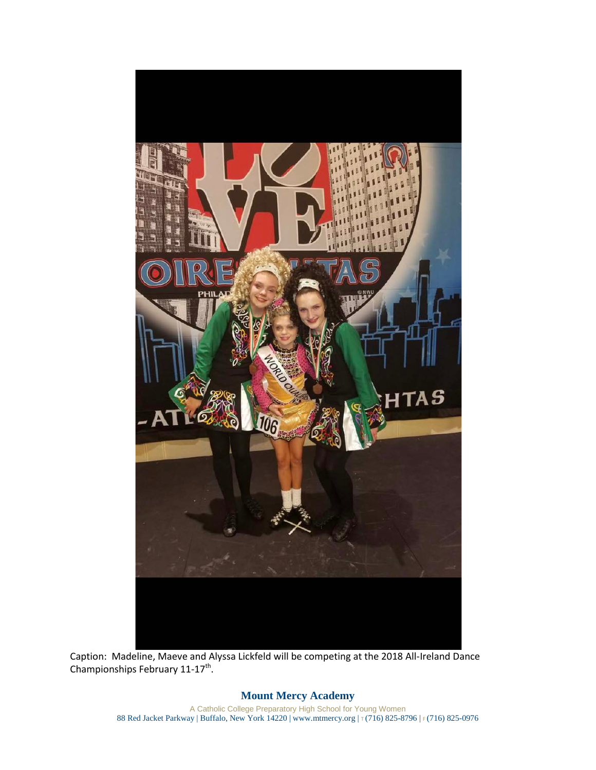Caption: Madeline, Maeve and Alyssa Lickfeld will be competing at the 2018 All-Ireland Dance Championships February 11-17th.

**Mount Mercy Academy**

A Catholic College Preparatory High School for Young Women
88 Red Jacket Parkway | Buffalo, New York 14220 | www.mtmercy.org | T (716) 825-8796 | F (716) 825-0976